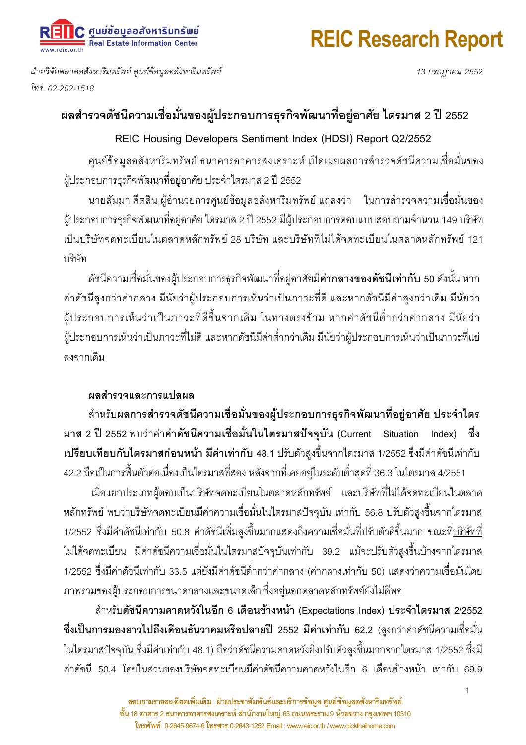*ฝ่ายวิจัยตลาดอสังหาริมทรัพย์ ศูนย์ข้อมูลอสังหาริมทรัพย์*

*โทร. 02-202-1518*

*13 กรกฎาคม 2552*

# ผลสำรวจดัชนีความเชื่อมั่นของผู้ประกอบการธุรกิจพัฒนาที่อยู่อาศัย ไตรมาส 2 ปี 2552

## REIC Housing Developers Sentiment Index (HDSI) Report Q2/2552

ศูนย์ข้อมูลอสังหาริมทรัพย์ ธนาคารอาคารสงเคราะห์ เปิดเผยผลการสำรวจดัชนีความเชื่อมั่นของผู้ประกอบการธุรกิจพัฒนาที่อยู่อาศัย ประจำไตรมาส 2 ปี 2552

นายสัมมา คีตสิน ผู้อำนวยการศูนย์ข้อมูลอสังหาริมทรัพย์ แถลงว่า ในการสำรวจความเชื่อมั่นของผู้ประกอบการธุรกิจพัฒนาที่อยู่อาศัย ไตรมาส 2 ปี 2552 มีผู้ประกอบการตอบแบบสอบถามจำนวน 149 บริษัท เป็นบริษัทจดทะเบียนในตลาดหลักทรัพย์ 28 บริษัท และบริษัทที่ไม่ได้จดทะเบียนในตลาดหลักทรัพย์ 121 บริษัท

ดัชนีความเชื่อมั่นของผู้ประกอบการธุรกิจพัฒนาที่อยู่อาศัยมี**ค่ากลางของดัชนีเท่ากับ** 50 ดังนั้น หากค่าดัชนีสูงกว่าค่ากลาง มีนัยว่าผู้ประกอบการเห็นว่าเป็นภาวะที่ดี และหากดัชนีมีค่าสูงกว่าเดิม มีนัยว่าผู้ประกอบการเห็นว่าเป็นภาวะที่ดีขึ้นจากเดิม ในทางตรงข้าม หากค่าดัชนีต่ำกว่าค่ากลาง มีนัยว่าผู้ประกอบการเห็นว่าเป็นภาวะที่ไม่ดี และหากดัชนีมีค่าต่ำกว่าเดิม มีนัยว่าผู้ประกอบการเห็นว่าเป็นภาวะที่แย่ลงจากเดิม

**<u>ผลสำรวจและการแปลผล</u>**

สำหรับ**ผลการสำรวจดัชนีความเชื่อมั่นของผู้ประกอบการธุรกิจพัฒนาที่อยู่อาศัย ประจำไตรมาส 2 ปี** 2552 พบว่าค่า**ค่าดัชนีความเชื่อมั่นในไตรมาสปัจจุบัน** (Current Situation Index) **ซึ่งเปรียบเทียบกับไตรมาสก่อนหน้า มีค่าเท่ากับ** 48.1 ปรับตัวสูงขึ้นจากไตรมาส 1/2552 ซึ่งมีค่าดัชนีเท่ากับ 42.2 ถือเป็นการฟื้นตัวต่อเนื่องเป็นไตรมาสที่สอง หลังจากที่เคยอยู่ในระดับต่ำสุดที่ 36.3 ในไตรมาส 4/2551

เมื่อแยกประเภทผู้ตอบเป็นบริษัทจดทะเบียนในตลาดหลักทรัพย์ และบริษัทที่ไม่ได้จดทะเบียนในตลาดหลักทรัพย์ พบว่า<u>บริษัทจดทะเบียน</u>มีค่าความเชื่อมั่นในไตรมาสปัจจุบัน เท่ากับ 56.8 ปรับตัวสูงขึ้นจากไตรมาส 1/2552 ซึ่งมีค่าดัชนีเท่ากับ 50.8 ค่าดัชนีเพิ่มสูงขึ้นมากแสดงถึงความเชื่อมั่นที่ปรับตัวดีขึ้นมาก ขณะที่<u>บริษัทที่ไม่ได้จดทะเบียน</u> มีค่าดัชนีความเชื่อมั่นในไตรมาสปัจจุบันเท่ากับ 39.2 แม้จะปรับตัวสูงขึ้นบ้างจากไตรมาส 1/2552 ซึ่งมีค่าดัชนีเท่ากับ 33.5 แต่ยังมีค่าดัชนีต่ำกว่าค่ากลาง (ค่ากลางเท่ากับ 50) แสดงว่าความเชื่อมั่นโดยภาพรวมของผู้ประกอบการขนาดกลางและขนาดเล็ก ซึ่งอยู่นอกตลาดหลักทรัพย์ยังไม่ดีพอ

สำหรับ**ดัชนีความคาดหวังในอีก 6 เดือนข้างหน้า** (Expectations Index) **ประจำไตรมาส 2/2552 ซึ่งเป็นการมองยาวไปถึงเดือนธันวาคมหรือปลายปี 2552 มีค่าเท่ากับ 62.2** (สูงกว่าค่าดัชนีความเชื่อมั่นในไตรมาสปัจจุบัน ซึ่งมีค่าเท่ากับ 48.1) ถือว่าดัชนีความคาดหวังยิ่งปรับตัวสูงขึ้นมากจากไตรมาส 1/2552 ซึ่งมีค่าดัชนี 50.4 โดยในส่วนของบริษัทจดทะเบียนมีค่าดัชนีความคาดหวังในอีก 6 เดือนข้างหน้า เท่ากับ 69.9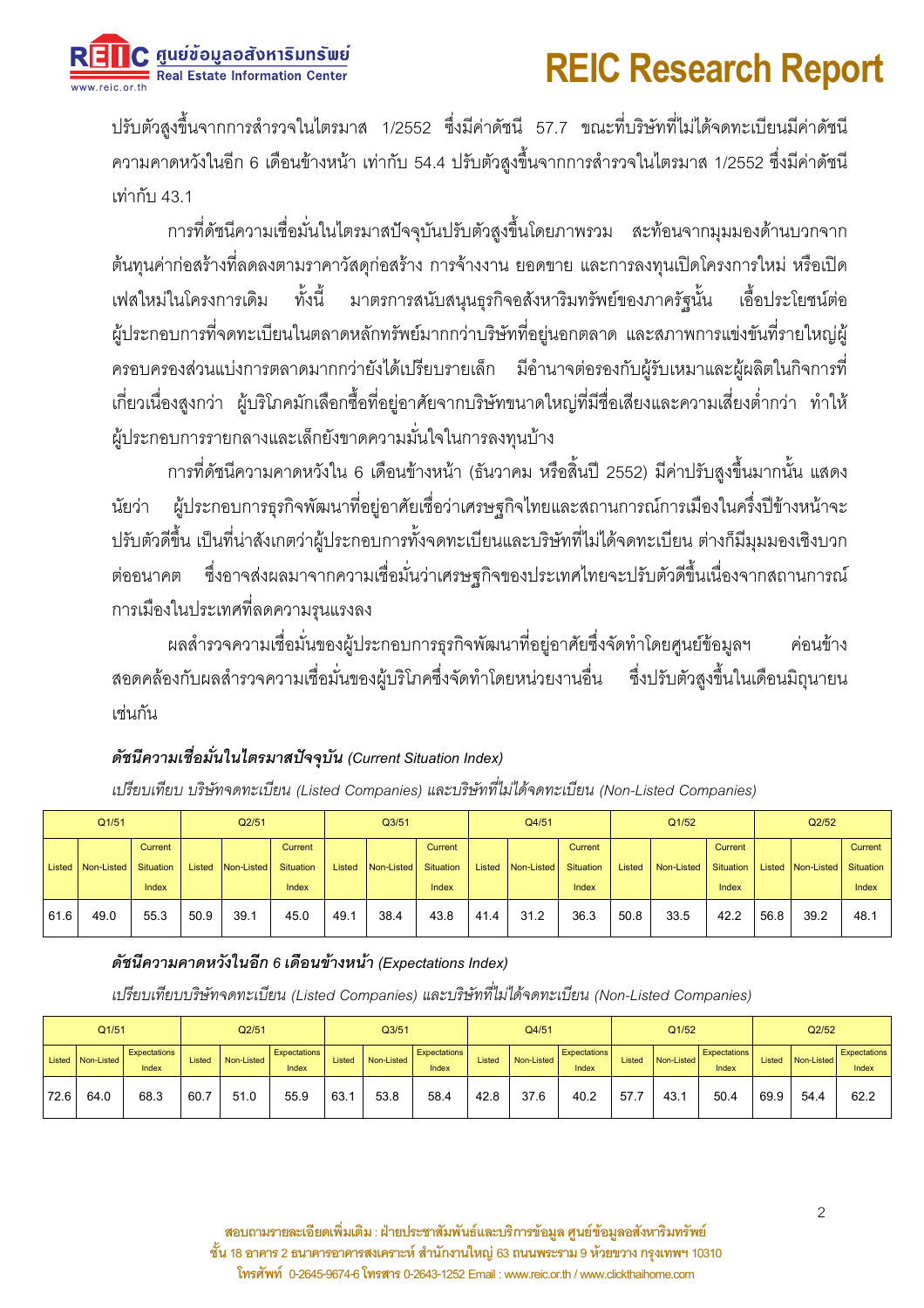ปรับตัวสูงขึ้นจากการสำรวจในไตรมาส 1/2552 ซึ่งมีค่าดัชนี 57.7 ขณะที่บริษัทที่ไม่ได้จดทะเบียนมีค่าดัชนีความคาดหวังในอีก 6 เดือนข้างหน้า เท่ากับ 54.4 ปรับตัวสูงขึ้นจากการสำรวจในไตรมาส 1/2552 ซึ่งมีค่าดัชนีเท่ากับ 43.1

การที่ดัชนีความเชื่อมั่นในไตรมาสปัจจุบันปรับตัวสูงขึ้นโดยภาพรวม สะท้อนจากมุมมองด้านบวกจากต้นทุนค่าก่อสร้างที่ลดลงตามราคาวัสดุก่อสร้าง การจ้างงาน ยอดขาย และการลงทุนเปิดโครงการใหม่ หรือเปิดเฟสใหม่ในโครงการเดิม ทั้งนี้ มาตรการสนับสนุนธุรกิจอสังหาริมทรัพย์ของภาครัฐนั้น เอื้อประโยชน์ต่อผู้ประกอบการที่จดทะเบียนในตลาดหลักทรัพย์มากกว่าบริษัทที่อยู่นอกตลาด และสภาพการแข่งขันที่รายใหญ่ผู้ครอบครองส่วนแบ่งการตลาดมากกว่ายังได้เปรียบรายเล็ก มีอำนาจต่อรองกับผู้รับเหมาและผู้ผลิตในกิจการที่เกี่ยวเนื่องสูงกว่า ผู้บริโภคมักเลือกซื้อที่อยู่อาศัยจากบริษัทขนาดใหญ่ที่มีชื่อเสียงและความเสี่ยงต่ำกว่า ทำให้ผู้ประกอบการรายกลางและเล็กยังขาดความมั่นใจในการลงทุนบ้าง

การที่ดัชนีความคาดหวังใน 6 เดือนข้างหน้า (ธันวาคม หรือสิ้นปี 2552) มีค่าปรับสูงขึ้นมากนั้น แสดงนัยว่า ผู้ประกอบการธุรกิจพัฒนาที่อยู่อาศัยเชื่อว่าเศรษฐกิจไทยและสถานการณ์การเมืองในครึ่งปีข้างหน้าจะปรับตัวดีขึ้น เป็นที่น่าสังเกตว่าผู้ประกอบการทั้งจดทะเบียนและบริษัทที่ไม่ได้จดทะเบียน ต่างก็มีมุมมองเชิงบวกต่ออนาคต ซึ่งอาจส่งผลมาจากความเชื่อมั่นว่าเศรษฐกิจของประเทศไทยจะปรับตัวดีขึ้นเนื่องจากสถานการณ์การเมืองในประเทศที่ลดความรุนแรงลง

ผลสำรวจความเชื่อมั่นของผู้ประกอบการธุรกิจพัฒนาที่อยู่อาศัยซึ่งจัดทำโดยศูนย์ข้อมูลฯ ค่อนข้างสอดคล้องกับผลสำรวจความเชื่อมั่นของผู้บริโภคซึ่งจัดทำโดยหน่วยงานอื่น ซึ่งปรับตัวสูงขึ้นในเดือนมิถุนายนเช่นกัน

***ดัชนีความเชื่อมั่นในไตรมาสปัจจุบัน** (Current Situation Index)*

*เปรียบเทียบ บริษัทจดทะเบียน (Listed Companies) และบริษัทที่ไม่ได้จดทะเบียน (Non-Listed Companies)*

| Q1/51 | | | Q2/51 | | | Q3/51 | | | Q4/51 | | | Q1/52 | | | Q2/52 | | |
|---|---|---|---|---|---|---|---|---|---|---|---|---|---|---|---|---|---|
| Listed | Non-Listed | Current Situation Index | Listed | Non-Listed | Current Situation Index | Listed | Non-Listed | Current Situation Index | Listed | Non-Listed | Current Situation Index | Listed | Non-Listed | Current Situation Index | Listed | Non-Listed | Current Situation Index |
| 61.6 | 49.0 | 55.3 | 50.9 | 39.1 | 45.0 | 49.1 | 38.4 | 43.8 | 41.4 | 31.2 | 36.3 | 50.8 | 33.5 | 42.2 | 56.8 | 39.2 | 48.1 |

***ดัชนีความคาดหวังในอีก 6 เดือนข้างหน้า** (Expectations Index)*

*เปรียบเทียบบริษัทจดทะเบียน (Listed Companies) และบริษัทที่ไม่ได้จดทะเบียน (Non-Listed Companies)*

| Q1/51 | | | Q2/51 | | | Q3/51 | | | Q4/51 | | | Q1/52 | | | Q2/52 | | |
|---|---|---|---|---|---|---|---|---|---|---|---|---|---|---|---|---|---|
| Listed | Non-Listed | Expectations Index | Listed | Non-Listed | Expectations Index | Listed | Non-Listed | Expectations Index | Listed | Non-Listed | Expectations Index | Listed | Non-Listed | Expectations Index | Listed | Non-Listed | Expectations Index |
| 72.6 | 64.0 | 68.3 | 60.7 | 51.0 | 55.9 | 63.1 | 53.8 | 58.4 | 42.8 | 37.6 | 40.2 | 57.7 | 43.1 | 50.4 | 69.9 | 54.4 | 62.2 |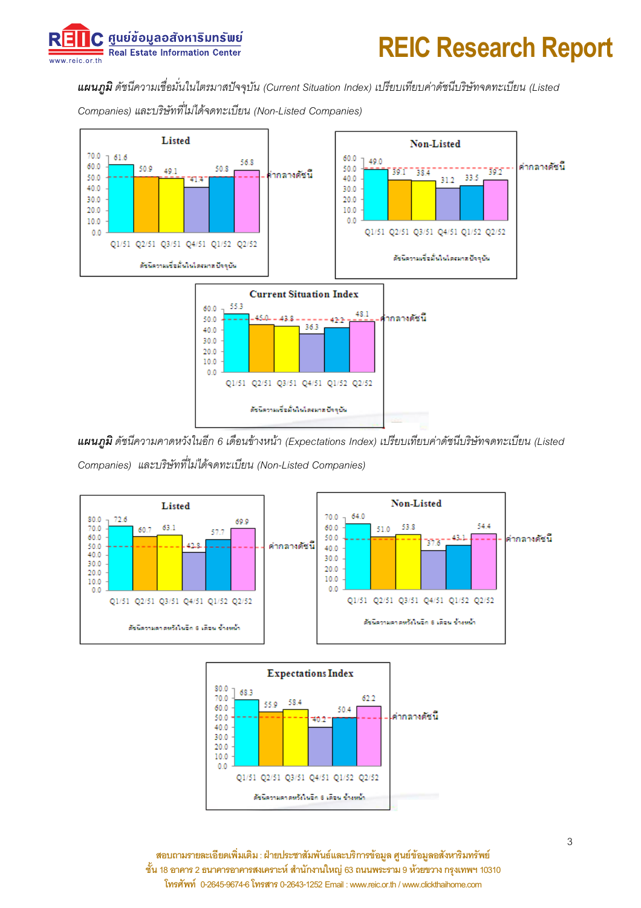***แผนภูมิ*** *ดัชนีความเชื่อมั่นในไตรมาสปัจจุบัน (Current Situation Index) เปรียบเทียบค่าดัชนีบริษัทจดทะเบียน (Listed Companies) และบริษัทที่ไม่ได้จดทะเบียน (Non-Listed Companies)*

Listed

70.0
60.0
50.0
40.0
30.0
20.0
10.0
0.0

61.6 50.9 49.1 41.4 50.8 56.8

Q1/51 Q2/51 Q3/51 Q4/51 Q1/52 Q2/52

ค่ากลางดัชนี

ดัชนีความเชื่อมั่นในไตรมาสปัจจุบัน

Non-Listed

60.0
50.0
40.0
30.0
20.0
10.0
0.0

49.0 39.1 38.4 31.2 33.5 39.2

Q1/51 Q2/51 Q3/51 Q4/51 Q1/52 Q2/52

ค่ากลางดัชนี

ดัชนีความเชื่อมั่นในไตรมาสปัจจุบัน

Current Situation Index

60.0
50.0
40.0
30.0
20.0
10.0
0.0

55.3 45.0 43.8 36.3 42.2 48.1

Q1/51 Q2/51 Q3/51 Q4/51 Q1/52 Q2/52

ค่ากลางดัชนี

ดัชนีความเชื่อมั่นในไตรมาสปัจจุบัน

***แผนภูมิ*** *ดัชนีความคาดหวังในอีก 6 เดือนข้างหน้า (Expectations Index) เปรียบเทียบค่าดัชนีบริษัทจดทะเบียน (Listed Companies) และบริษัทที่ไม่ได้จดทะเบียน (Non-Listed Companies)*

Listed

80.0
70.0
60.0
50.0
40.0
30.0
20.0
10.0
0.0

72.6 60.7 63.1 42.8 57.7 69.9

Q1/51 Q2/51 Q3/51 Q4/51 Q1/52 Q2/52

ค่ากลางดัชนี

ดัชนีความคาดหวังในอีก 6 เดือน ข้างหน้า

Non-Listed

70.0
60.0
50.0
40.0
30.0
20.0
10.0
0.0

64.0 51.0 53.8 37.6 43.1 54.4

Q1/51 Q2/51 Q3/51 Q4/51 Q1/52 Q2/52

ค่ากลางดัชนี

ดัชนีความคาดหวังในอีก 6 เดือน ข้างหน้า

Expectations Index

80.0
70.0
60.0
50.0
40.0
30.0
20.0
10.0
0.0

68.3 55.9 58.4 40.2 50.4 62.2

Q1/51 Q2/51 Q3/51 Q4/51 Q1/52 Q2/52

ค่ากลางดัชนี

ดัชนีความคาดหวังในอีก 6 เดือน ข้างหน้า

สอบถามรายละเอียดเพิ่มเติม : ฝ่ายประชาสัมพันธ์และบริการข้อมูล ศูนย์ข้อมูลอสังหาริมทรัพย์
ชั้น 18 อาคาร 2 ธนาคารอาคารสงเคราะห์ สำนักงานใหญ่ 63 ถนนพระราม 9 ห้วยขวาง กรุงเทพฯ 10310
โทรศัพท์ 0-2645-9674-6 โทรสาร 0-2643-1252 Email : www.reic.or.th / www.clickthaihome.com